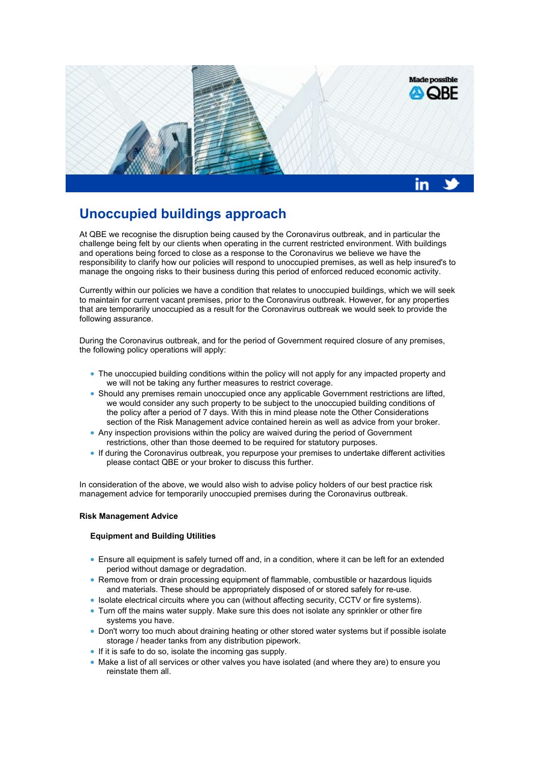# Unoccupied buildings approach

At QBE we recognise the disruption being caused by the Coronavirus outbreak, and in particular the challenge being felt by our clients when operating in the current restricted environment. With buildings and operations being forced to close as a response to the Coronavirus we believe we have the responsibility to clarify how our policies will respond to unoccupied premises, as well as help insured's to manage the ongoing risks to their business during this period of enforced reduced economic activity.

Currently within our policies we have a condition that relates to unoccupied buildings, which we will seek to maintain for current vacant premises, prior to the Coronavirus outbreak. However, for any properties that are temporarily unoccupied as a result for the Coronavirus outbreak we would seek to provide the following assurance.

During the Coronavirus outbreak, and for the period of Government required closure of any premises, the following policy operations will apply:

- The unoccupied building conditions within the policy will not apply for any impacted property and we will not be taking any further measures to restrict coverage.
- Should any premises remain unoccupied once any applicable Government restrictions are lifted, we would consider any such property to be subject to the unoccupied building conditions of the policy after a period of 7 days. With this in mind please note the Other Considerations section of the Risk Management advice contained herein as well as advice from your broker.
- Any inspection provisions within the policy are waived during the period of Government restrictions, other than those deemed to be required for statutory purposes.
- If during the Coronavirus outbreak, you repurpose your premises to undertake different activities please contact QBE or your broker to discuss this further.

In consideration of the above, we would also wish to advise policy holders of our best practice risk management advice for temporarily unoccupied premises during the Coronavirus outbreak.

**Risk Management Advice**

**Equipment and Building Utilities**

- Ensure all equipment is safely turned off and, in a condition, where it can be left for an extended period without damage or degradation.
- Remove from or drain processing equipment of flammable, combustible or hazardous liquids and materials. These should be appropriately disposed of or stored safely for re-use.
- Isolate electrical circuits where you can (without affecting security, CCTV or fire systems).
- Turn off the mains water supply. Make sure this does not isolate any sprinkler or other fire systems you have.
- Don't worry too much about draining heating or other stored water systems but if possible isolate storage / header tanks from any distribution pipework.
- If it is safe to do so, isolate the incoming gas supply.
- Make a list of all services or other valves you have isolated (and where they are) to ensure you reinstate them all.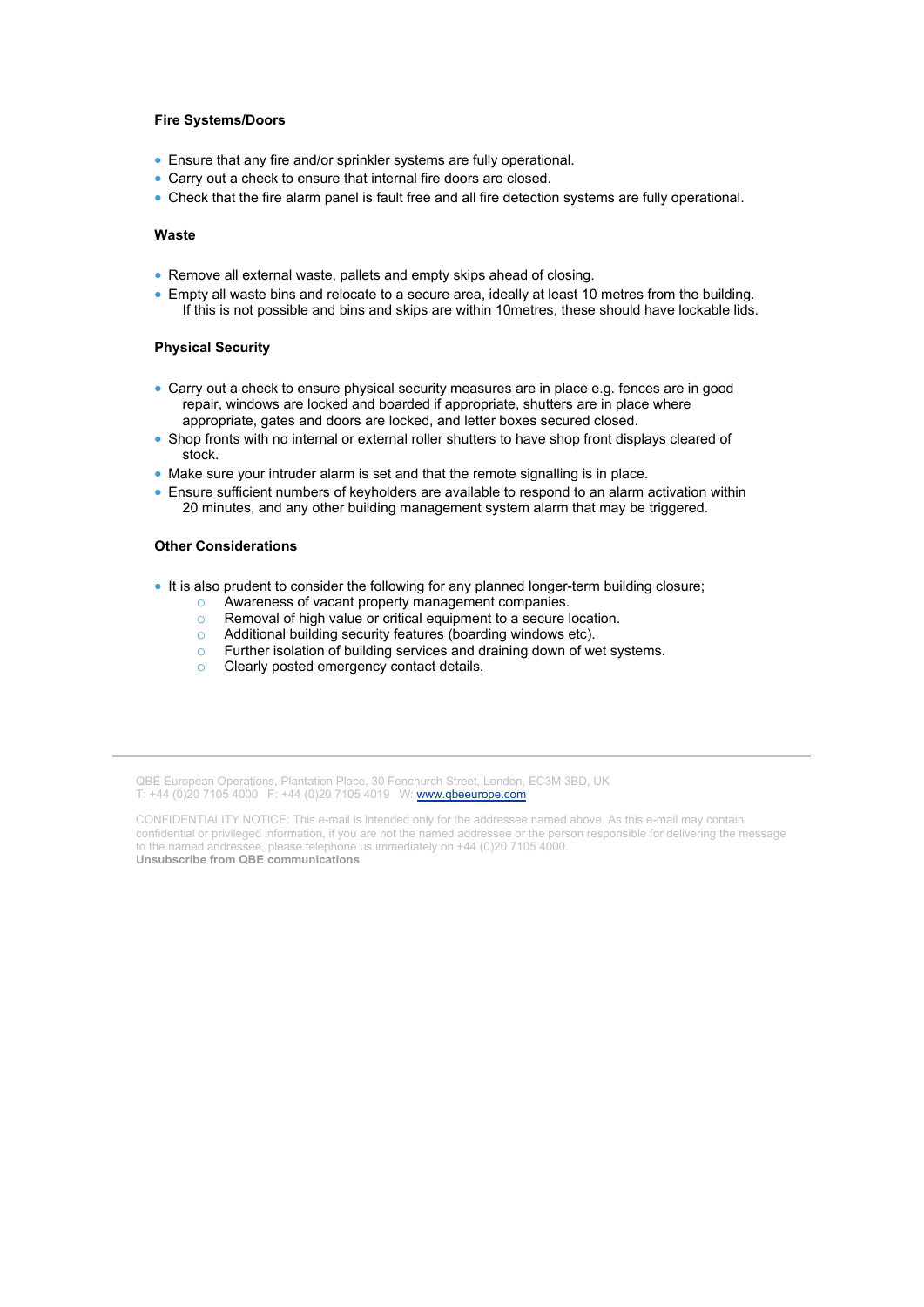**Fire Systems/Doors**

- Ensure that any fire and/or sprinkler systems are fully operational.
- Carry out a check to ensure that internal fire doors are closed.
- Check that the fire alarm panel is fault free and all fire detection systems are fully operational.

**Waste**

- Remove all external waste, pallets and empty skips ahead of closing.
- Empty all waste bins and relocate to a secure area, ideally at least 10 metres from the building. If this is not possible and bins and skips are within 10metres, these should have lockable lids.

**Physical Security**

- Carry out a check to ensure physical security measures are in place e.g. fences are in good repair, windows are locked and boarded if appropriate, shutters are in place where appropriate, gates and doors are locked, and letter boxes secured closed.
- Shop fronts with no internal or external roller shutters to have shop front displays cleared of stock.
- Make sure your intruder alarm is set and that the remote signalling is in place.
- Ensure sufficient numbers of keyholders are available to respond to an alarm activation within 20 minutes, and any other building management system alarm that may be triggered.

**Other Considerations**

- It is also prudent to consider the following for any planned longer-term building closure;
  - Awareness of vacant property management companies.
  - Removal of high value or critical equipment to a secure location.
  - Additional building security features (boarding windows etc).
  - Further isolation of building services and draining down of wet systems.
  - Clearly posted emergency contact details.

---

QBE European Operations, Plantation Place, 30 Fenchurch Street, London, EC3M 3BD, UK
T: +44 (0)20 7105 4000 F: +44 (0)20 7105 4019 W: www.qbeeurope.com

CONFIDENTIALITY NOTICE: This e-mail is intended only for the addressee named above. As this e-mail may contain confidential or privileged information, if you are not the named addressee or the person responsible for delivering the message to the named addressee, please telephone us immediately on +44 (0)20 7105 4000.
**Unsubscribe from QBE communications**